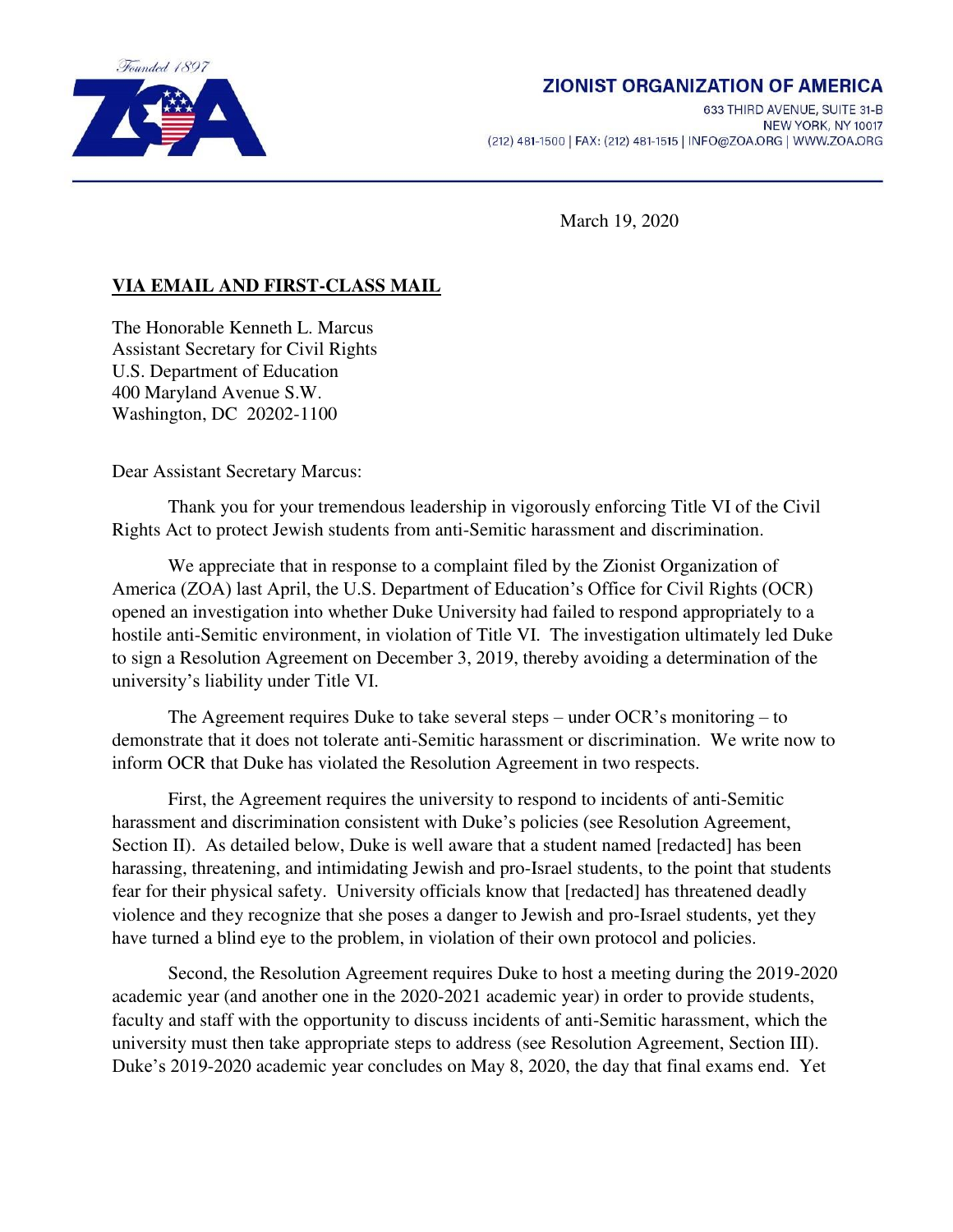**ZIONIST ORGANIZATION OF AMERICA**
633 THIRD AVENUE, SUITE 31-B
NEW YORK, NY 10017
(212) 481-1500 | FAX: (212) 481-1515 | INFO@ZOA.ORG | WWW.ZOA.ORG

Founded 1897

March 19, 2020

**VIA EMAIL AND FIRST-CLASS MAIL**

The Honorable Kenneth L. Marcus
Assistant Secretary for Civil Rights
U.S. Department of Education
400 Maryland Avenue S.W.
Washington, DC 20202-1100

Dear Assistant Secretary Marcus:

Thank you for your tremendous leadership in vigorously enforcing Title VI of the Civil Rights Act to protect Jewish students from anti-Semitic harassment and discrimination.

We appreciate that in response to a complaint filed by the Zionist Organization of America (ZOA) last April, the U.S. Department of Education's Office for Civil Rights (OCR) opened an investigation into whether Duke University had failed to respond appropriately to a hostile anti-Semitic environment, in violation of Title VI. The investigation ultimately led Duke to sign a Resolution Agreement on December 3, 2019, thereby avoiding a determination of the university's liability under Title VI.

The Agreement requires Duke to take several steps – under OCR's monitoring – to demonstrate that it does not tolerate anti-Semitic harassment or discrimination. We write now to inform OCR that Duke has violated the Resolution Agreement in two respects.

First, the Agreement requires the university to respond to incidents of anti-Semitic harassment and discrimination consistent with Duke's policies (see Resolution Agreement, Section II). As detailed below, Duke is well aware that a student named [redacted] has been harassing, threatening, and intimidating Jewish and pro-Israel students, to the point that students fear for their physical safety. University officials know that [redacted] has threatened deadly violence and they recognize that she poses a danger to Jewish and pro-Israel students, yet they have turned a blind eye to the problem, in violation of their own protocol and policies.

Second, the Resolution Agreement requires Duke to host a meeting during the 2019-2020 academic year (and another one in the 2020-2021 academic year) in order to provide students, faculty and staff with the opportunity to discuss incidents of anti-Semitic harassment, which the university must then take appropriate steps to address (see Resolution Agreement, Section III). Duke's 2019-2020 academic year concludes on May 8, 2020, the day that final exams end. Yet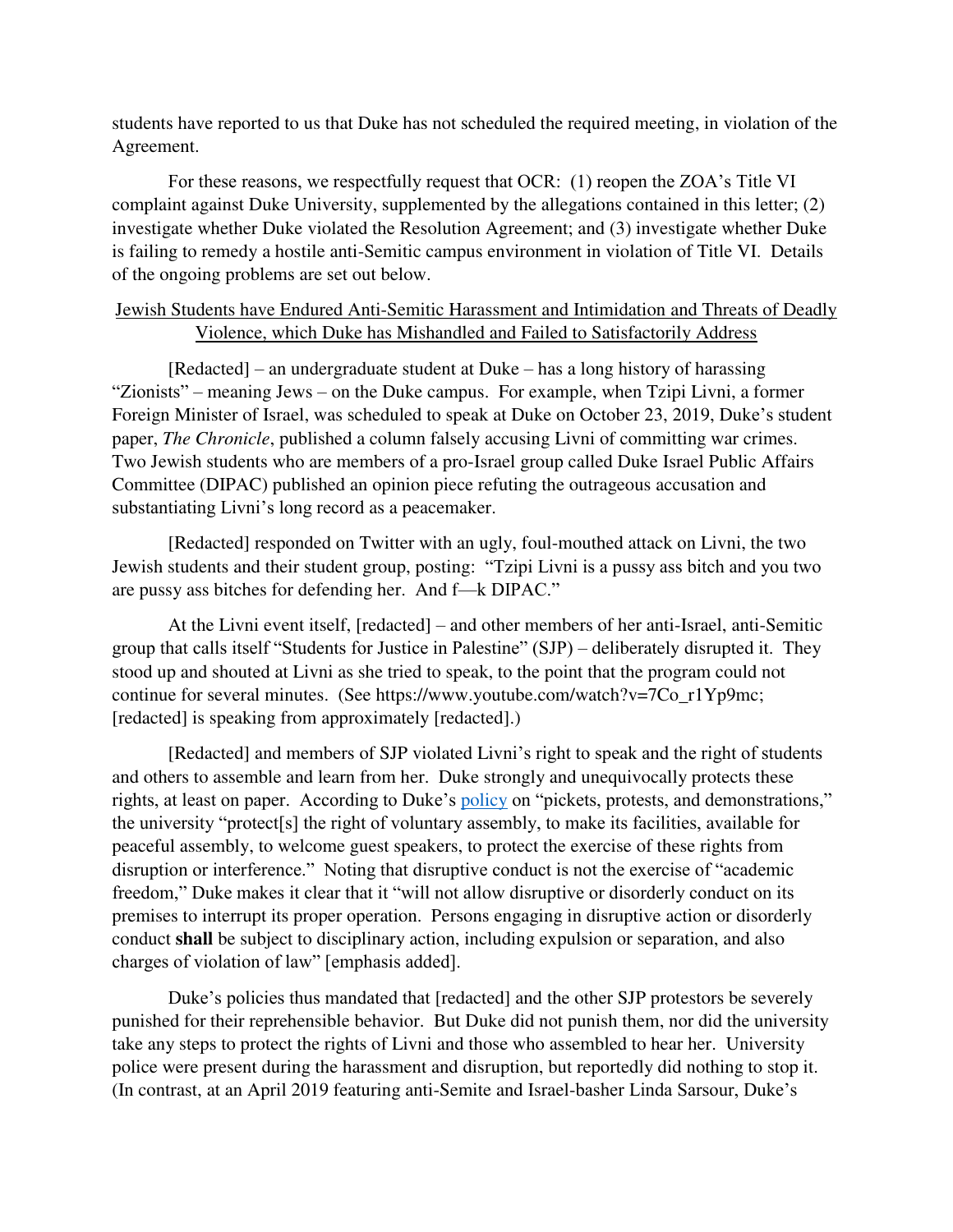students have reported to us that Duke has not scheduled the required meeting, in violation of the Agreement.

For these reasons, we respectfully request that OCR: (1) reopen the ZOA's Title VI complaint against Duke University, supplemented by the allegations contained in this letter; (2) investigate whether Duke violated the Resolution Agreement; and (3) investigate whether Duke is failing to remedy a hostile anti-Semitic campus environment in violation of Title VI. Details of the ongoing problems are set out below.

<u>Jewish Students have Endured Anti-Semitic Harassment and Intimidation and Threats of Deadly Violence, which Duke has Mishandled and Failed to Satisfactorily Address</u>

[Redacted] – an undergraduate student at Duke – has a long history of harassing "Zionists" – meaning Jews – on the Duke campus. For example, when Tzipi Livni, a former Foreign Minister of Israel, was scheduled to speak at Duke on October 23, 2019, Duke's student paper, *The Chronicle*, published a column falsely accusing Livni of committing war crimes. Two Jewish students who are members of a pro-Israel group called Duke Israel Public Affairs Committee (DIPAC) published an opinion piece refuting the outrageous accusation and substantiating Livni's long record as a peacemaker.

[Redacted] responded on Twitter with an ugly, foul-mouthed attack on Livni, the two Jewish students and their student group, posting: "Tzipi Livni is a pussy ass bitch and you two are pussy ass bitches for defending her. And f—k DIPAC."

At the Livni event itself, [redacted] – and other members of her anti-Israel, anti-Semitic group that calls itself "Students for Justice in Palestine" (SJP) – deliberately disrupted it. They stood up and shouted at Livni as she tried to speak, to the point that the program could not continue for several minutes. (See https://www.youtube.com/watch?v=7Co_r1Yp9mc; [redacted] is speaking from approximately [redacted].)

[Redacted] and members of SJP violated Livni's right to speak and the right of students and others to assemble and learn from her. Duke strongly and unequivocally protects these rights, at least on paper. According to Duke's policy on "pickets, protests, and demonstrations," the university "protect[s] the right of voluntary assembly, to make its facilities, available for peaceful assembly, to welcome guest speakers, to protect the exercise of these rights from disruption or interference." Noting that disruptive conduct is not the exercise of "academic freedom," Duke makes it clear that it "will not allow disruptive or disorderly conduct on its premises to interrupt its proper operation. Persons engaging in disruptive action or disorderly conduct **shall** be subject to disciplinary action, including expulsion or separation, and also charges of violation of law" [emphasis added].

Duke's policies thus mandated that [redacted] and the other SJP protestors be severely punished for their reprehensible behavior. But Duke did not punish them, nor did the university take any steps to protect the rights of Livni and those who assembled to hear her. University police were present during the harassment and disruption, but reportedly did nothing to stop it. (In contrast, at an April 2019 featuring anti-Semite and Israel-basher Linda Sarsour, Duke's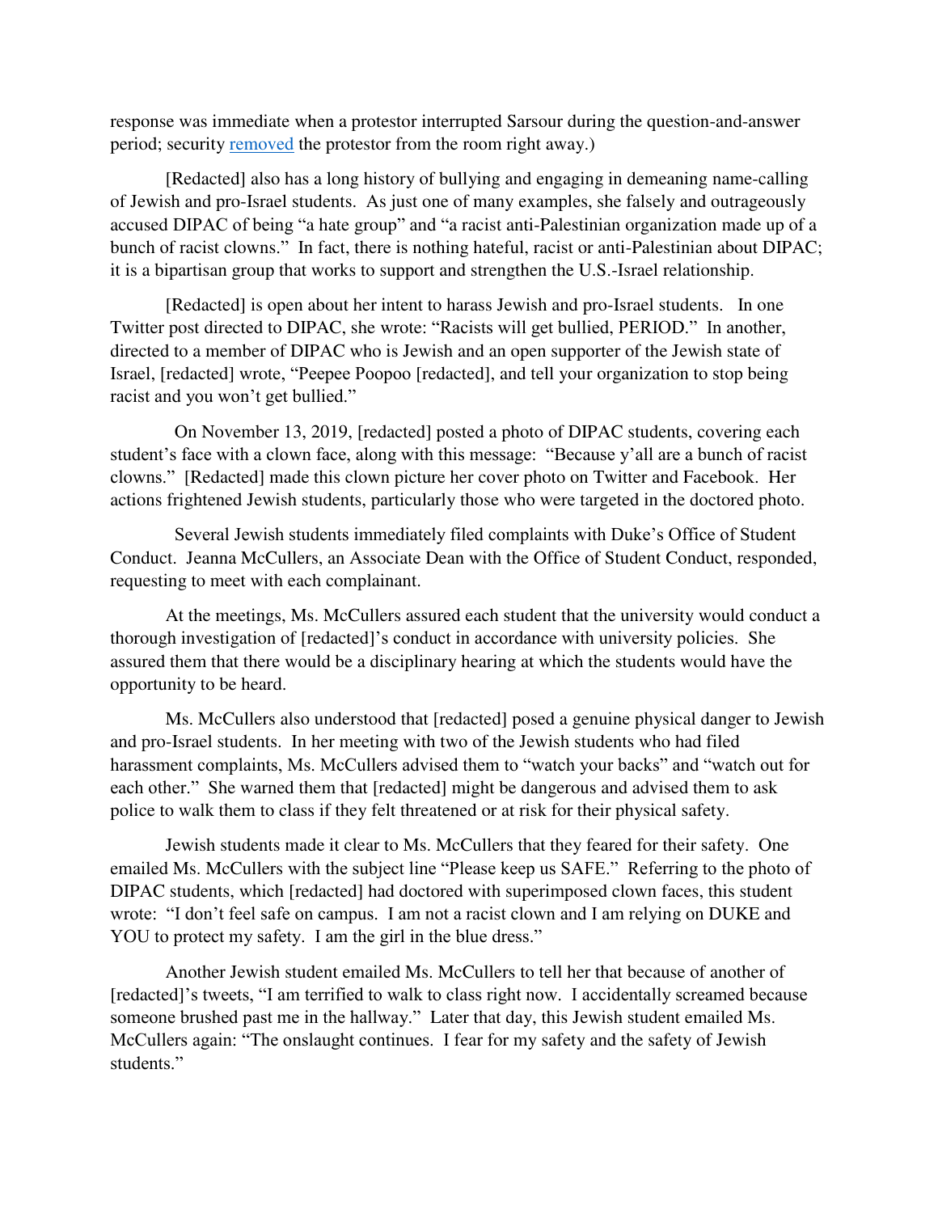response was immediate when a protestor interrupted Sarsour during the question-and-answer period; security removed the protestor from the room right away.)

[Redacted] also has a long history of bullying and engaging in demeaning name-calling of Jewish and pro-Israel students. As just one of many examples, she falsely and outrageously accused DIPAC of being "a hate group" and "a racist anti-Palestinian organization made up of a bunch of racist clowns." In fact, there is nothing hateful, racist or anti-Palestinian about DIPAC; it is a bipartisan group that works to support and strengthen the U.S.-Israel relationship.

[Redacted] is open about her intent to harass Jewish and pro-Israel students. In one Twitter post directed to DIPAC, she wrote: "Racists will get bullied, PERIOD." In another, directed to a member of DIPAC who is Jewish and an open supporter of the Jewish state of Israel, [redacted] wrote, "Peepee Poopoo [redacted], and tell your organization to stop being racist and you won't get bullied."

On November 13, 2019, [redacted] posted a photo of DIPAC students, covering each student's face with a clown face, along with this message: "Because y'all are a bunch of racist clowns." [Redacted] made this clown picture her cover photo on Twitter and Facebook. Her actions frightened Jewish students, particularly those who were targeted in the doctored photo.

Several Jewish students immediately filed complaints with Duke's Office of Student Conduct. Jeanna McCullers, an Associate Dean with the Office of Student Conduct, responded, requesting to meet with each complainant.

At the meetings, Ms. McCullers assured each student that the university would conduct a thorough investigation of [redacted]'s conduct in accordance with university policies. She assured them that there would be a disciplinary hearing at which the students would have the opportunity to be heard.

Ms. McCullers also understood that [redacted] posed a genuine physical danger to Jewish and pro-Israel students. In her meeting with two of the Jewish students who had filed harassment complaints, Ms. McCullers advised them to "watch your backs" and "watch out for each other." She warned them that [redacted] might be dangerous and advised them to ask police to walk them to class if they felt threatened or at risk for their physical safety.

Jewish students made it clear to Ms. McCullers that they feared for their safety. One emailed Ms. McCullers with the subject line "Please keep us SAFE." Referring to the photo of DIPAC students, which [redacted] had doctored with superimposed clown faces, this student wrote: "I don't feel safe on campus. I am not a racist clown and I am relying on DUKE and YOU to protect my safety. I am the girl in the blue dress."

Another Jewish student emailed Ms. McCullers to tell her that because of another of [redacted]'s tweets, "I am terrified to walk to class right now. I accidentally screamed because someone brushed past me in the hallway." Later that day, this Jewish student emailed Ms. McCullers again: "The onslaught continues. I fear for my safety and the safety of Jewish students."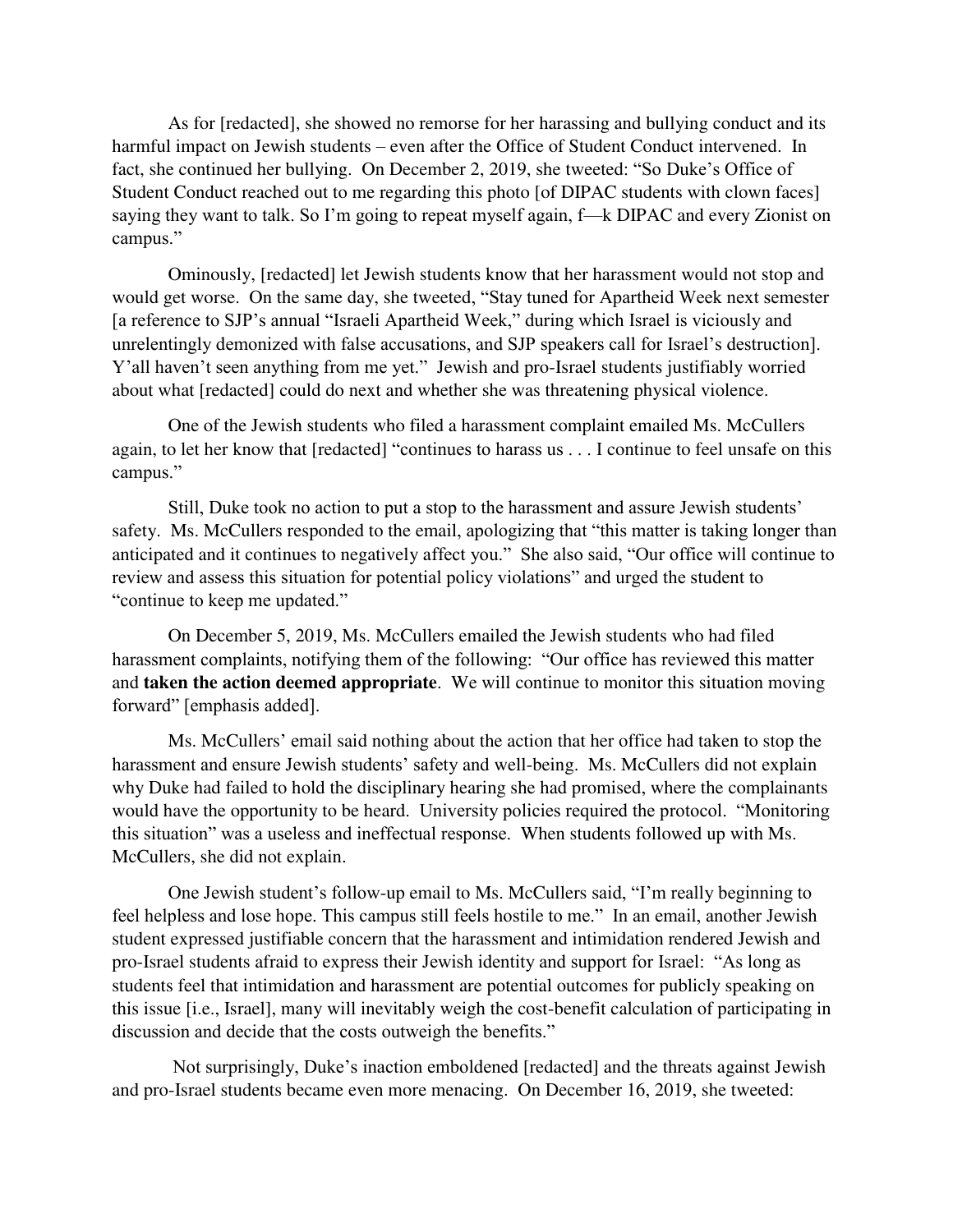As for [redacted], she showed no remorse for her harassing and bullying conduct and its harmful impact on Jewish students – even after the Office of Student Conduct intervened. In fact, she continued her bullying. On December 2, 2019, she tweeted: "So Duke's Office of Student Conduct reached out to me regarding this photo [of DIPAC students with clown faces] saying they want to talk. So I'm going to repeat myself again, f—k DIPAC and every Zionist on campus."

Ominously, [redacted] let Jewish students know that her harassment would not stop and would get worse. On the same day, she tweeted, "Stay tuned for Apartheid Week next semester [a reference to SJP's annual "Israeli Apartheid Week," during which Israel is viciously and unrelentingly demonized with false accusations, and SJP speakers call for Israel's destruction]. Y'all haven't seen anything from me yet." Jewish and pro-Israel students justifiably worried about what [redacted] could do next and whether she was threatening physical violence.

One of the Jewish students who filed a harassment complaint emailed Ms. McCullers again, to let her know that [redacted] "continues to harass us . . . I continue to feel unsafe on this campus."

Still, Duke took no action to put a stop to the harassment and assure Jewish students' safety. Ms. McCullers responded to the email, apologizing that "this matter is taking longer than anticipated and it continues to negatively affect you." She also said, "Our office will continue to review and assess this situation for potential policy violations" and urged the student to "continue to keep me updated."

On December 5, 2019, Ms. McCullers emailed the Jewish students who had filed harassment complaints, notifying them of the following: "Our office has reviewed this matter and **taken the action deemed appropriate**. We will continue to monitor this situation moving forward" [emphasis added].

Ms. McCullers' email said nothing about the action that her office had taken to stop the harassment and ensure Jewish students' safety and well-being. Ms. McCullers did not explain why Duke had failed to hold the disciplinary hearing she had promised, where the complainants would have the opportunity to be heard. University policies required the protocol. "Monitoring this situation" was a useless and ineffectual response. When students followed up with Ms. McCullers, she did not explain.

One Jewish student's follow-up email to Ms. McCullers said, "I'm really beginning to feel helpless and lose hope. This campus still feels hostile to me." In an email, another Jewish student expressed justifiable concern that the harassment and intimidation rendered Jewish and pro-Israel students afraid to express their Jewish identity and support for Israel: "As long as students feel that intimidation and harassment are potential outcomes for publicly speaking on this issue [i.e., Israel], many will inevitably weigh the cost-benefit calculation of participating in discussion and decide that the costs outweigh the benefits."

Not surprisingly, Duke's inaction emboldened [redacted] and the threats against Jewish and pro-Israel students became even more menacing. On December 16, 2019, she tweeted: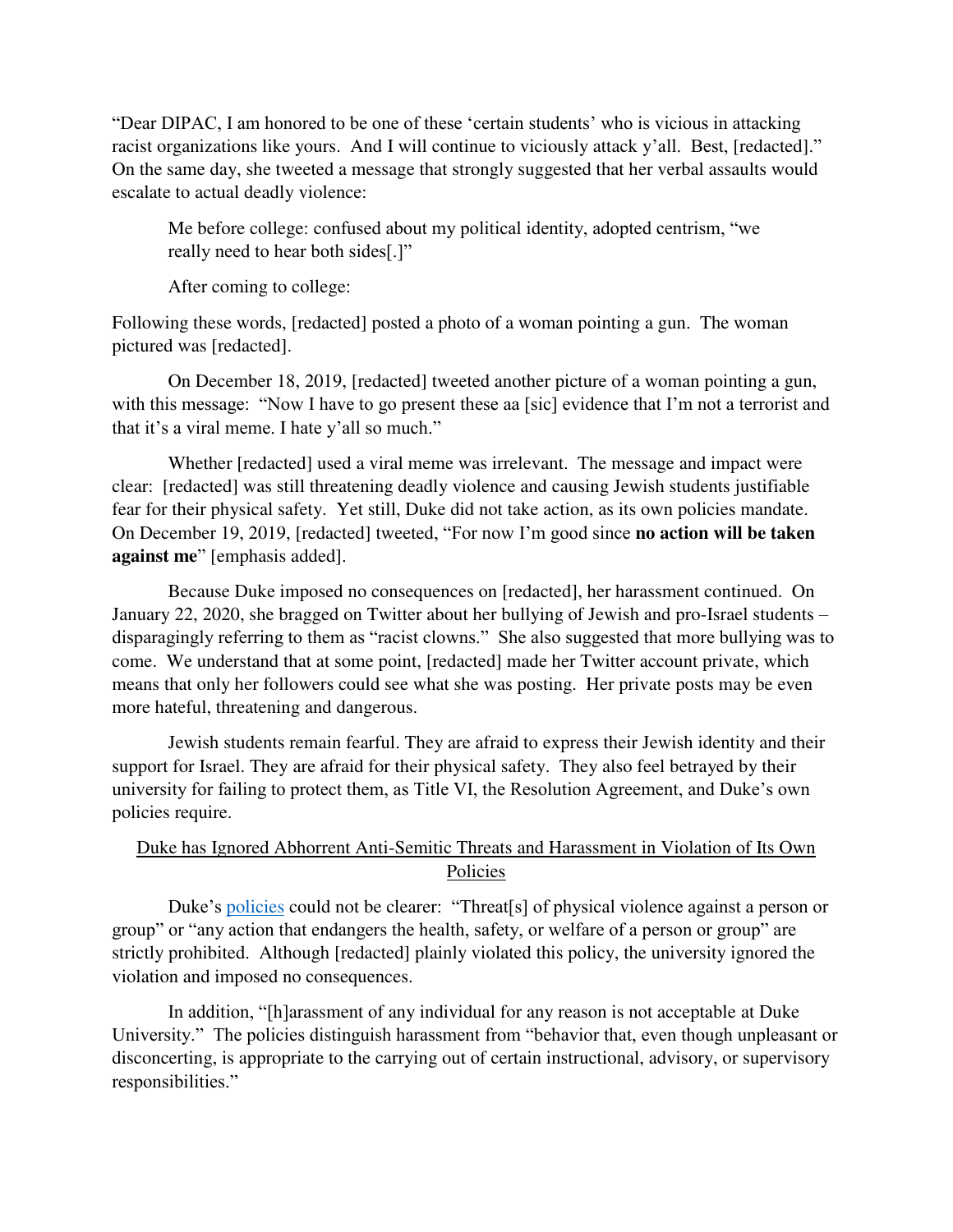"Dear DIPAC, I am honored to be one of these 'certain students' who is vicious in attacking racist organizations like yours. And I will continue to viciously attack y'all. Best, [redacted]." On the same day, she tweeted a message that strongly suggested that her verbal assaults would escalate to actual deadly violence:

> Me before college: confused about my political identity, adopted centrism, "we really need to hear both sides[.]"
>
> After coming to college:

Following these words, [redacted] posted a photo of a woman pointing a gun. The woman pictured was [redacted].

On December 18, 2019, [redacted] tweeted another picture of a woman pointing a gun, with this message: "Now I have to go present these aa [sic] evidence that I'm not a terrorist and that it's a viral meme. I hate y'all so much."

Whether [redacted] used a viral meme was irrelevant. The message and impact were clear: [redacted] was still threatening deadly violence and causing Jewish students justifiable fear for their physical safety. Yet still, Duke did not take action, as its own policies mandate. On December 19, 2019, [redacted] tweeted, "For now I'm good since **no action will be taken against me**" [emphasis added].

Because Duke imposed no consequences on [redacted], her harassment continued. On January 22, 2020, she bragged on Twitter about her bullying of Jewish and pro-Israel students – disparagingly referring to them as "racist clowns." She also suggested that more bullying was to come. We understand that at some point, [redacted] made her Twitter account private, which means that only her followers could see what she was posting. Her private posts may be even more hateful, threatening and dangerous.

Jewish students remain fearful. They are afraid to express their Jewish identity and their support for Israel. They are afraid for their physical safety. They also feel betrayed by their university for failing to protect them, as Title VI, the Resolution Agreement, and Duke's own policies require.

## Duke has Ignored Abhorrent Anti-Semitic Threats and Harassment in Violation of Its Own Policies

Duke's policies could not be clearer: "Threat[s] of physical violence against a person or group" or "any action that endangers the health, safety, or welfare of a person or group" are strictly prohibited. Although [redacted] plainly violated this policy, the university ignored the violation and imposed no consequences.

In addition, "[h]arassment of any individual for any reason is not acceptable at Duke University." The policies distinguish harassment from "behavior that, even though unpleasant or disconcerting, is appropriate to the carrying out of certain instructional, advisory, or supervisory responsibilities."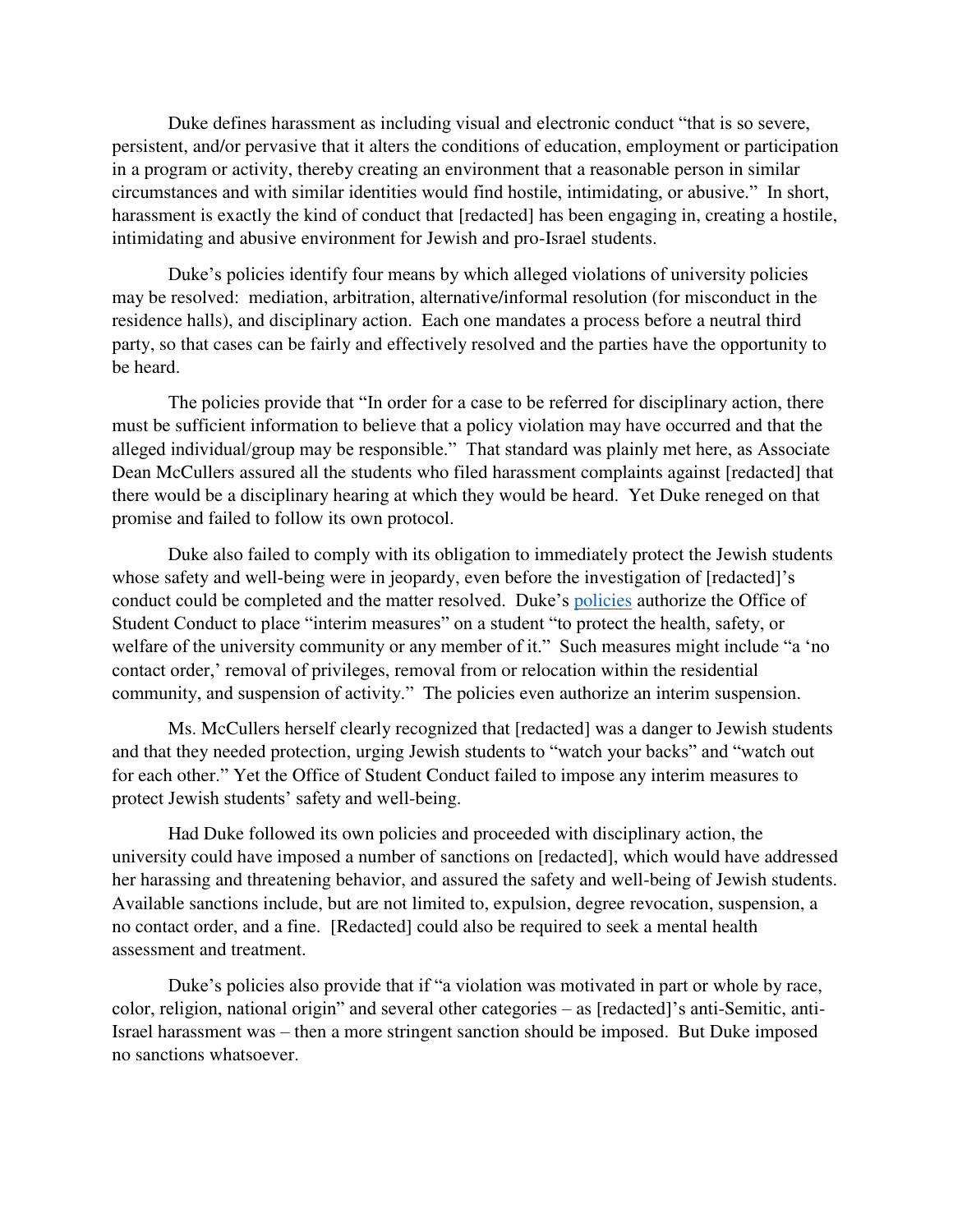Duke defines harassment as including visual and electronic conduct "that is so severe, persistent, and/or pervasive that it alters the conditions of education, employment or participation in a program or activity, thereby creating an environment that a reasonable person in similar circumstances and with similar identities would find hostile, intimidating, or abusive." In short, harassment is exactly the kind of conduct that [redacted] has been engaging in, creating a hostile, intimidating and abusive environment for Jewish and pro-Israel students.

Duke's policies identify four means by which alleged violations of university policies may be resolved: mediation, arbitration, alternative/informal resolution (for misconduct in the residence halls), and disciplinary action. Each one mandates a process before a neutral third party, so that cases can be fairly and effectively resolved and the parties have the opportunity to be heard.

The policies provide that "In order for a case to be referred for disciplinary action, there must be sufficient information to believe that a policy violation may have occurred and that the alleged individual/group may be responsible." That standard was plainly met here, as Associate Dean McCullers assured all the students who filed harassment complaints against [redacted] that there would be a disciplinary hearing at which they would be heard. Yet Duke reneged on that promise and failed to follow its own protocol.

Duke also failed to comply with its obligation to immediately protect the Jewish students whose safety and well-being were in jeopardy, even before the investigation of [redacted]'s conduct could be completed and the matter resolved. Duke's policies authorize the Office of Student Conduct to place "interim measures" on a student "to protect the health, safety, or welfare of the university community or any member of it." Such measures might include "a 'no contact order,' removal of privileges, removal from or relocation within the residential community, and suspension of activity." The policies even authorize an interim suspension.

Ms. McCullers herself clearly recognized that [redacted] was a danger to Jewish students and that they needed protection, urging Jewish students to "watch your backs" and "watch out for each other." Yet the Office of Student Conduct failed to impose any interim measures to protect Jewish students' safety and well-being.

Had Duke followed its own policies and proceeded with disciplinary action, the university could have imposed a number of sanctions on [redacted], which would have addressed her harassing and threatening behavior, and assured the safety and well-being of Jewish students. Available sanctions include, but are not limited to, expulsion, degree revocation, suspension, a no contact order, and a fine. [Redacted] could also be required to seek a mental health assessment and treatment.

Duke's policies also provide that if "a violation was motivated in part or whole by race, color, religion, national origin" and several other categories – as [redacted]'s anti-Semitic, anti-Israel harassment was – then a more stringent sanction should be imposed. But Duke imposed no sanctions whatsoever.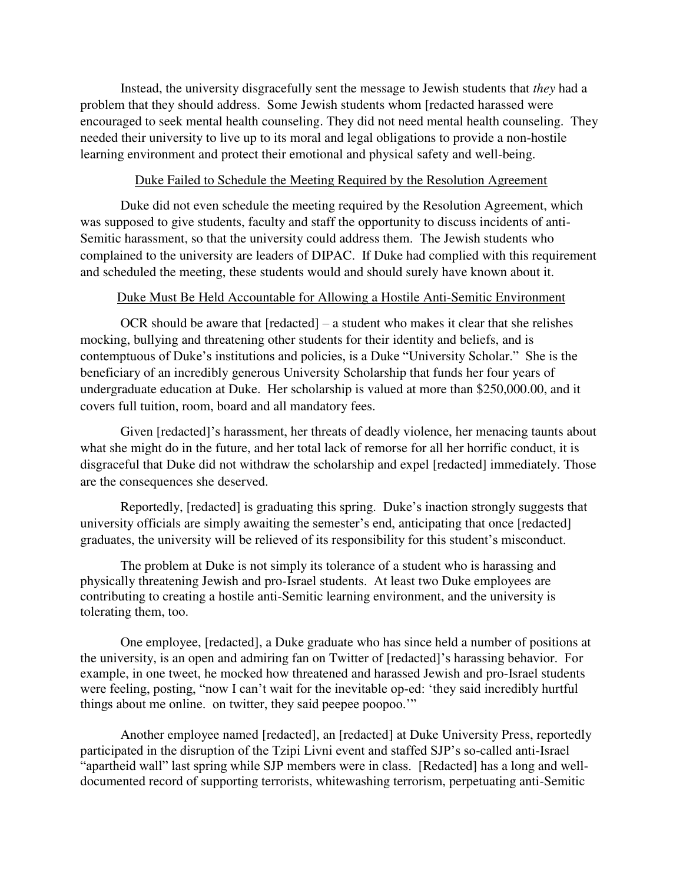Instead, the university disgracefully sent the message to Jewish students that *they* had a problem that they should address. Some Jewish students whom [redacted harassed were encouraged to seek mental health counseling. They did not need mental health counseling. They needed their university to live up to its moral and legal obligations to provide a non-hostile learning environment and protect their emotional and physical safety and well-being.

<u>Duke Failed to Schedule the Meeting Required by the Resolution Agreement</u>

Duke did not even schedule the meeting required by the Resolution Agreement, which was supposed to give students, faculty and staff the opportunity to discuss incidents of anti-Semitic harassment, so that the university could address them. The Jewish students who complained to the university are leaders of DIPAC. If Duke had complied with this requirement and scheduled the meeting, these students would and should surely have known about it.

<u>Duke Must Be Held Accountable for Allowing a Hostile Anti-Semitic Environment</u>

OCR should be aware that [redacted] – a student who makes it clear that she relishes mocking, bullying and threatening other students for their identity and beliefs, and is contemptuous of Duke's institutions and policies, is a Duke "University Scholar." She is the beneficiary of an incredibly generous University Scholarship that funds her four years of undergraduate education at Duke. Her scholarship is valued at more than $250,000.00, and it covers full tuition, room, board and all mandatory fees.

Given [redacted]'s harassment, her threats of deadly violence, her menacing taunts about what she might do in the future, and her total lack of remorse for all her horrific conduct, it is disgraceful that Duke did not withdraw the scholarship and expel [redacted] immediately. Those are the consequences she deserved.

Reportedly, [redacted] is graduating this spring. Duke's inaction strongly suggests that university officials are simply awaiting the semester's end, anticipating that once [redacted] graduates, the university will be relieved of its responsibility for this student's misconduct.

The problem at Duke is not simply its tolerance of a student who is harassing and physically threatening Jewish and pro-Israel students. At least two Duke employees are contributing to creating a hostile anti-Semitic learning environment, and the university is tolerating them, too.

One employee, [redacted], a Duke graduate who has since held a number of positions at the university, is an open and admiring fan on Twitter of [redacted]'s harassing behavior. For example, in one tweet, he mocked how threatened and harassed Jewish and pro-Israel students were feeling, posting, "now I can't wait for the inevitable op-ed: 'they said incredibly hurtful things about me online. on twitter, they said peepee poopoo.'"

Another employee named [redacted], an [redacted] at Duke University Press, reportedly participated in the disruption of the Tzipi Livni event and staffed SJP's so-called anti-Israel "apartheid wall" last spring while SJP members were in class. [Redacted] has a long and well-documented record of supporting terrorists, whitewashing terrorism, perpetuating anti-Semitic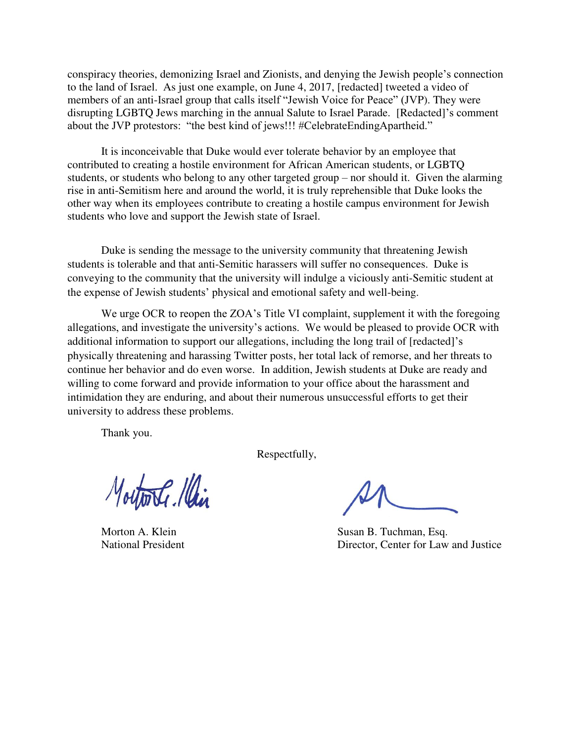conspiracy theories, demonizing Israel and Zionists, and denying the Jewish people's connection to the land of Israel. As just one example, on June 4, 2017, [redacted] tweeted a video of members of an anti-Israel group that calls itself "Jewish Voice for Peace" (JVP). They were disrupting LGBTQ Jews marching in the annual Salute to Israel Parade. [Redacted]'s comment about the JVP protestors: "the best kind of jews!!! #CelebrateEndingApartheid."

It is inconceivable that Duke would ever tolerate behavior by an employee that contributed to creating a hostile environment for African American students, or LGBTQ students, or students who belong to any other targeted group – nor should it. Given the alarming rise in anti-Semitism here and around the world, it is truly reprehensible that Duke looks the other way when its employees contribute to creating a hostile campus environment for Jewish students who love and support the Jewish state of Israel.

Duke is sending the message to the university community that threatening Jewish students is tolerable and that anti-Semitic harassers will suffer no consequences. Duke is conveying to the community that the university will indulge a viciously anti-Semitic student at the expense of Jewish students' physical and emotional safety and well-being.

We urge OCR to reopen the ZOA's Title VI complaint, supplement it with the foregoing allegations, and investigate the university's actions. We would be pleased to provide OCR with additional information to support our allegations, including the long trail of [redacted]'s physically threatening and harassing Twitter posts, her total lack of remorse, and her threats to continue her behavior and do even worse. In addition, Jewish students at Duke are ready and willing to come forward and provide information to your office about the harassment and intimidation they are enduring, and about their numerous unsuccessful efforts to get their university to address these problems.

Thank you.

Respectfully,

Morton A. Klein
National President

Susan B. Tuchman, Esq.
Director, Center for Law and Justice